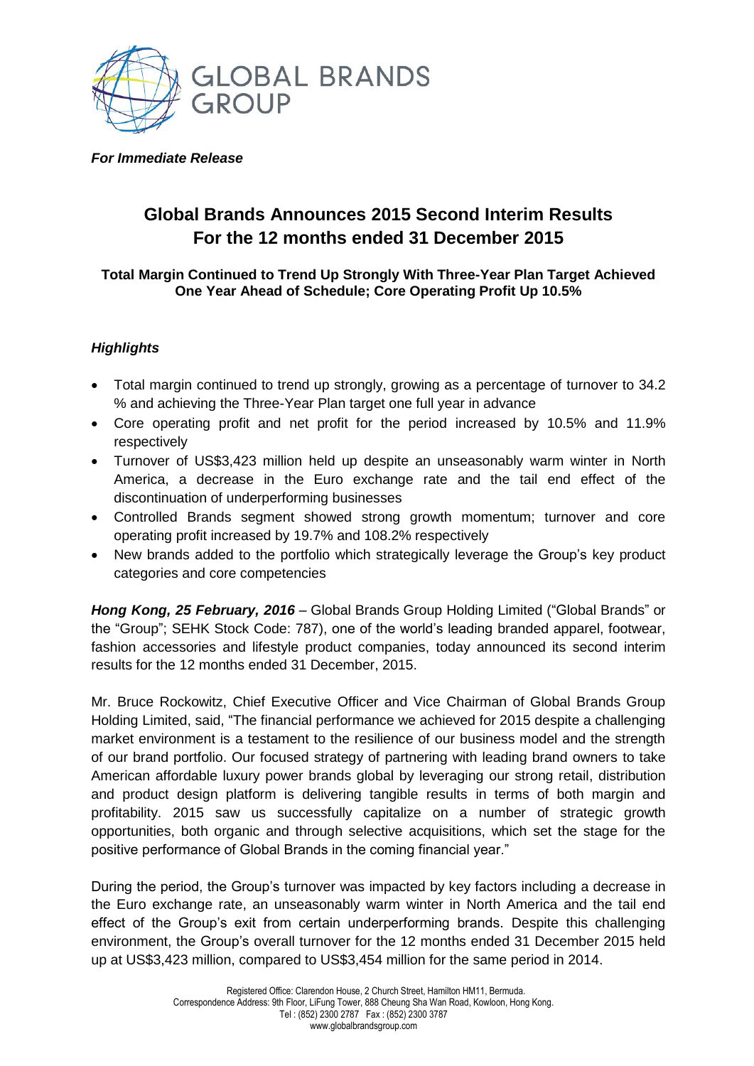GLOBAL BRANDS GROUP

*For Immediate Release*

# Global Brands Announces 2015 Second Interim Results For the 12 months ended 31 December 2015

**Total Margin Continued to Trend Up Strongly With Three-Year Plan Target Achieved One Year Ahead of Schedule; Core Operating Profit Up 10.5%**

## *Highlights*

- Total margin continued to trend up strongly, growing as a percentage of turnover to 34.2 % and achieving the Three-Year Plan target one full year in advance
- Core operating profit and net profit for the period increased by 10.5% and 11.9% respectively
- Turnover of US$3,423 million held up despite an unseasonably warm winter in North America, a decrease in the Euro exchange rate and the tail end effect of the discontinuation of underperforming businesses
- Controlled Brands segment showed strong growth momentum; turnover and core operating profit increased by 19.7% and 108.2% respectively
- New brands added to the portfolio which strategically leverage the Group's key product categories and core competencies

***Hong Kong, 25 February, 2016*** – Global Brands Group Holding Limited ("Global Brands" or the "Group"; SEHK Stock Code: 787), one of the world's leading branded apparel, footwear, fashion accessories and lifestyle product companies, today announced its second interim results for the 12 months ended 31 December, 2015.

Mr. Bruce Rockowitz, Chief Executive Officer and Vice Chairman of Global Brands Group Holding Limited, said, "The financial performance we achieved for 2015 despite a challenging market environment is a testament to the resilience of our business model and the strength of our brand portfolio. Our focused strategy of partnering with leading brand owners to take American affordable luxury power brands global by leveraging our strong retail, distribution and product design platform is delivering tangible results in terms of both margin and profitability. 2015 saw us successfully capitalize on a number of strategic growth opportunities, both organic and through selective acquisitions, which set the stage for the positive performance of Global Brands in the coming financial year."

During the period, the Group's turnover was impacted by key factors including a decrease in the Euro exchange rate, an unseasonably warm winter in North America and the tail end effect of the Group's exit from certain underperforming brands. Despite this challenging environment, the Group's overall turnover for the 12 months ended 31 December 2015 held up at US$3,423 million, compared to US$3,454 million for the same period in 2014.

Registered Office: Clarendon House, 2 Church Street, Hamilton HM11, Bermuda.
Correspondence Address: 9th Floor, LiFung Tower, 888 Cheung Sha Wan Road, Kowloon, Hong Kong.
Tel : (852) 2300 2787 Fax : (852) 2300 3787
www.globalbrandsgroup.com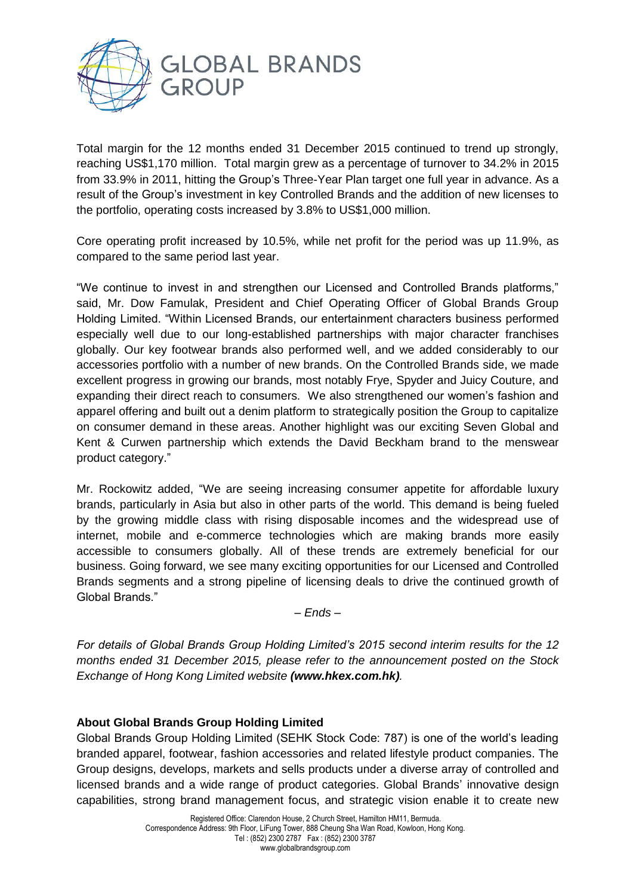Total margin for the 12 months ended 31 December 2015 continued to trend up strongly, reaching US$1,170 million. Total margin grew as a percentage of turnover to 34.2% in 2015 from 33.9% in 2011, hitting the Group's Three-Year Plan target one full year in advance. As a result of the Group's investment in key Controlled Brands and the addition of new licenses to the portfolio, operating costs increased by 3.8% to US$1,000 million.

Core operating profit increased by 10.5%, while net profit for the period was up 11.9%, as compared to the same period last year.

"We continue to invest in and strengthen our Licensed and Controlled Brands platforms," said, Mr. Dow Famulak, President and Chief Operating Officer of Global Brands Group Holding Limited. "Within Licensed Brands, our entertainment characters business performed especially well due to our long-established partnerships with major character franchises globally. Our key footwear brands also performed well, and we added considerably to our accessories portfolio with a number of new brands. On the Controlled Brands side, we made excellent progress in growing our brands, most notably Frye, Spyder and Juicy Couture, and expanding their direct reach to consumers. We also strengthened our women's fashion and apparel offering and built out a denim platform to strategically position the Group to capitalize on consumer demand in these areas. Another highlight was our exciting Seven Global and Kent & Curwen partnership which extends the David Beckham brand to the menswear product category."

Mr. Rockowitz added, "We are seeing increasing consumer appetite for affordable luxury brands, particularly in Asia but also in other parts of the world. This demand is being fueled by the growing middle class with rising disposable incomes and the widespread use of internet, mobile and e-commerce technologies which are making brands more easily accessible to consumers globally. All of these trends are extremely beneficial for our business. Going forward, we see many exciting opportunities for our Licensed and Controlled Brands segments and a strong pipeline of licensing deals to drive the continued growth of Global Brands."

*– Ends –*

*For details of Global Brands Group Holding Limited's 2015 second interim results for the 12 months ended 31 December 2015, please refer to the announcement posted on the Stock Exchange of Hong Kong Limited website **(www.hkex.com.hk)**.*

**About Global Brands Group Holding Limited**

Global Brands Group Holding Limited (SEHK Stock Code: 787) is one of the world's leading branded apparel, footwear, fashion accessories and related lifestyle product companies. The Group designs, develops, markets and sells products under a diverse array of controlled and licensed brands and a wide range of product categories. Global Brands' innovative design capabilities, strong brand management focus, and strategic vision enable it to create new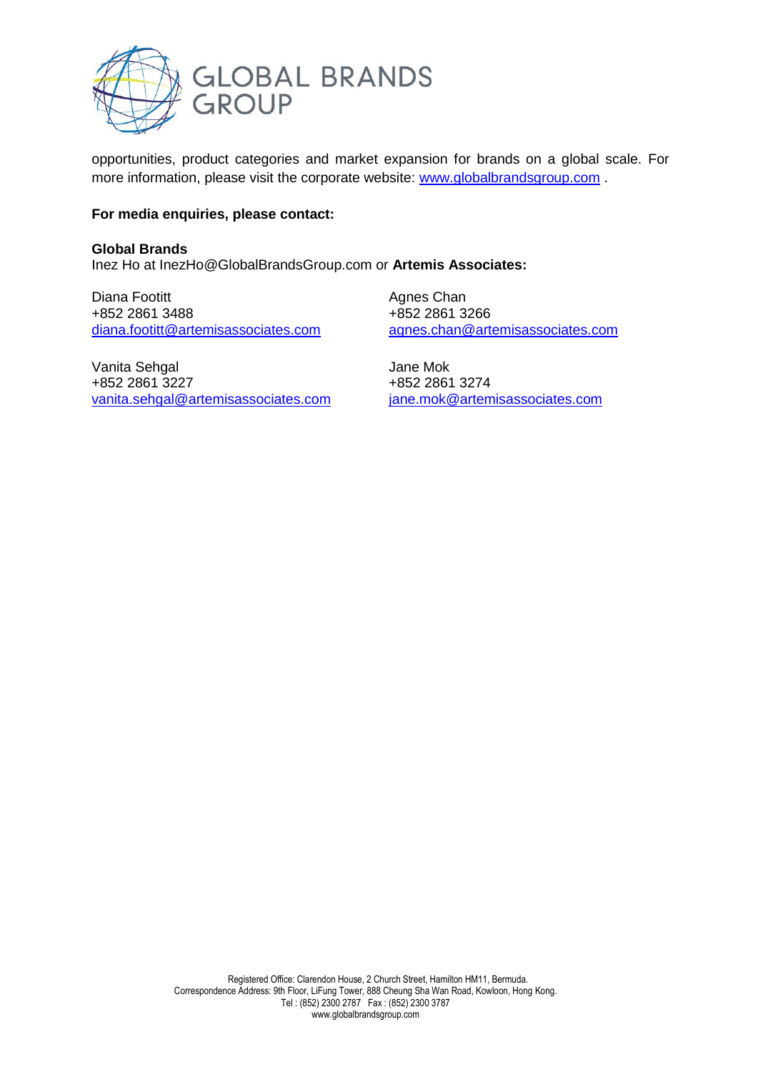opportunities, product categories and market expansion for brands on a global scale. For more information, please visit the corporate website: [www.globalbrandsgroup.com](http://www.globalbrandsgroup.com) .

**For media enquiries, please contact:**

**Global Brands**
Inez Ho at InezHo@GlobalBrandsGroup.com or **Artemis Associates:**

Diana Footitt
+852 2861 3488
[diana.footitt@artemisassociates.com](mailto:diana.footitt@artemisassociates.com)

Agnes Chan
+852 2861 3266
[agnes.chan@artemisassociates.com](mailto:agnes.chan@artemisassociates.com)

Vanita Sehgal
+852 2861 3227
[vanita.sehgal@artemisassociates.com](mailto:vanita.sehgal@artemisassociates.com)

Jane Mok
+852 2861 3274
[jane.mok@artemisassociates.com](mailto:jane.mok@artemisassociates.com)